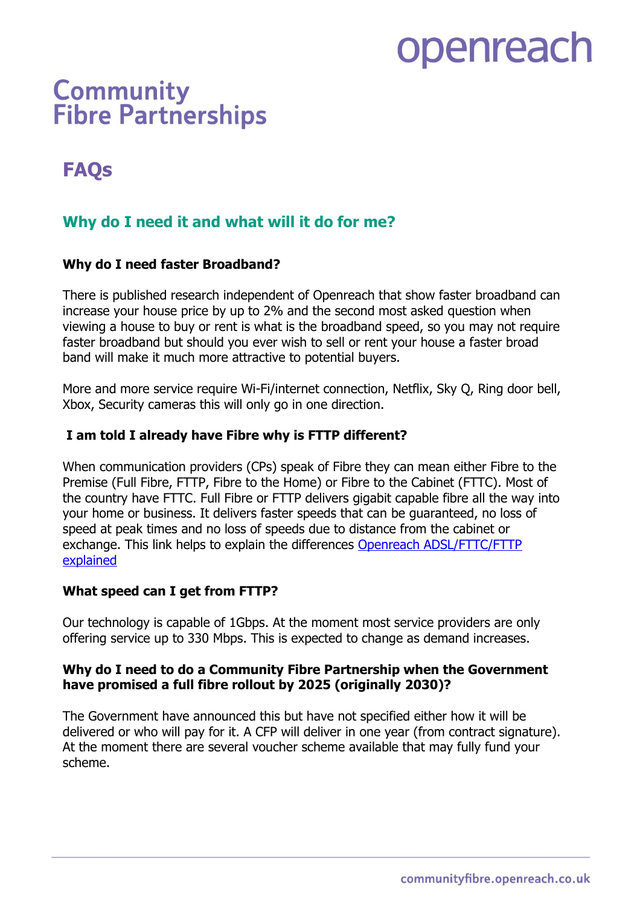openreach

# Community Fibre Partnerships

# FAQs

## Why do I need it and what will it do for me?

### Why do I need faster Broadband?

There is published research independent of Openreach that show faster broadband can increase your house price by up to 2% and the second most asked question when viewing a house to buy or rent is what is the broadband speed, so you may not require faster broadband but should you ever wish to sell or rent your house a faster broad band will make it much more attractive to potential buyers.

More and more service require Wi-Fi/internet connection, Netflix, Sky Q, Ring door bell, Xbox, Security cameras this will only go in one direction.

### I am told I already have Fibre why is FTTP different?

When communication providers (CPs) speak of Fibre they can mean either Fibre to the Premise (Full Fibre, FTTP, Fibre to the Home) or Fibre to the Cabinet (FTTC). Most of the country have FTTC. Full Fibre or FTTP delivers gigabit capable fibre all the way into your home or business. It delivers faster speeds that can be guaranteed, no loss of speed at peak times and no loss of speeds due to distance from the cabinet or exchange. This link helps to explain the differences [Openreach ADSL/FTTC/FTTP explained]

### What speed can I get from FTTP?

Our technology is capable of 1Gbps. At the moment most service providers are only offering service up to 330 Mbps. This is expected to change as demand increases.

### Why do I need to do a Community Fibre Partnership when the Government have promised a full fibre rollout by 2025 (originally 2030)?

The Government have announced this but have not specified either how it will be delivered or who will pay for it. A CFP will deliver in one year (from contract signature). At the moment there are several voucher scheme available that may fully fund your scheme.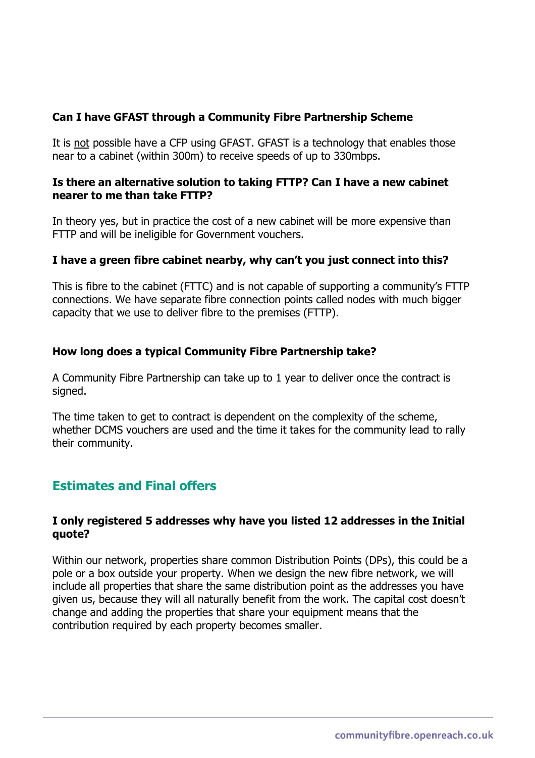**Can I have GFAST through a Community Fibre Partnership Scheme**

It is not possible have a CFP using GFAST. GFAST is a technology that enables those near to a cabinet (within 300m) to receive speeds of up to 330mbps.

**Is there an alternative solution to taking FTTP? Can I have a new cabinet nearer to me than take FTTP?**

In theory yes, but in practice the cost of a new cabinet will be more expensive than FTTP and will be ineligible for Government vouchers.

**I have a green fibre cabinet nearby, why can't you just connect into this?**

This is fibre to the cabinet (FTTC) and is not capable of supporting a community's FTTP connections. We have separate fibre connection points called nodes with much bigger capacity that we use to deliver fibre to the premises (FTTP).

**How long does a typical Community Fibre Partnership take?**

A Community Fibre Partnership can take up to 1 year to deliver once the contract is signed.

The time taken to get to contract is dependent on the complexity of the scheme, whether DCMS vouchers are used and the time it takes for the community lead to rally their community.

## Estimates and Final offers

**I only registered 5 addresses why have you listed 12 addresses in the Initial quote?**

Within our network, properties share common Distribution Points (DPs), this could be a pole or a box outside your property. When we design the new fibre network, we will include all properties that share the same distribution point as the addresses you have given us, because they will all naturally benefit from the work. The capital cost doesn't change and adding the properties that share your equipment means that the contribution required by each property becomes smaller.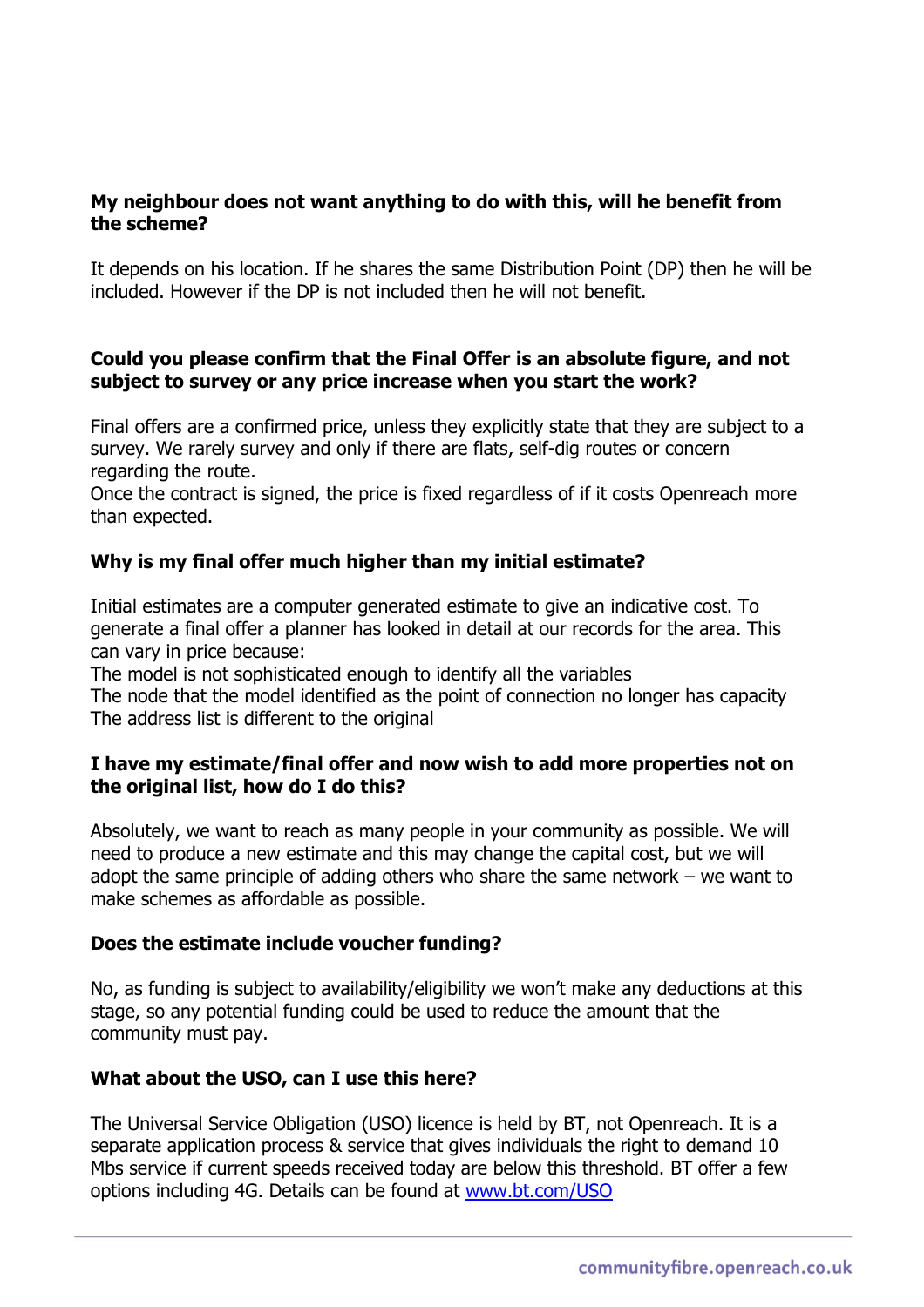**My neighbour does not want anything to do with this, will he benefit from the scheme?**

It depends on his location. If he shares the same Distribution Point (DP) then he will be included. However if the DP is not included then he will not benefit.

**Could you please confirm that the Final Offer is an absolute figure, and not subject to survey or any price increase when you start the work?**

Final offers are a confirmed price, unless they explicitly state that they are subject to a survey. We rarely survey and only if there are flats, self-dig routes or concern regarding the route.
Once the contract is signed, the price is fixed regardless of if it costs Openreach more than expected.

**Why is my final offer much higher than my initial estimate?**

Initial estimates are a computer generated estimate to give an indicative cost. To generate a final offer a planner has looked in detail at our records for the area. This can vary in price because:
The model is not sophisticated enough to identify all the variables
The node that the model identified as the point of connection no longer has capacity
The address list is different to the original

**I have my estimate/final offer and now wish to add more properties not on the original list, how do I do this?**

Absolutely, we want to reach as many people in your community as possible. We will need to produce a new estimate and this may change the capital cost, but we will adopt the same principle of adding others who share the same network – we want to make schemes as affordable as possible.

**Does the estimate include voucher funding?**

No, as funding is subject to availability/eligibility we won't make any deductions at this stage, so any potential funding could be used to reduce the amount that the community must pay.

**What about the USO, can I use this here?**

The Universal Service Obligation (USO) licence is held by BT, not Openreach. It is a separate application process & service that gives individuals the right to demand 10 Mbs service if current speeds received today are below this threshold. BT offer a few options including 4G. Details can be found at [www.bt.com/USO](http://www.bt.com/USO)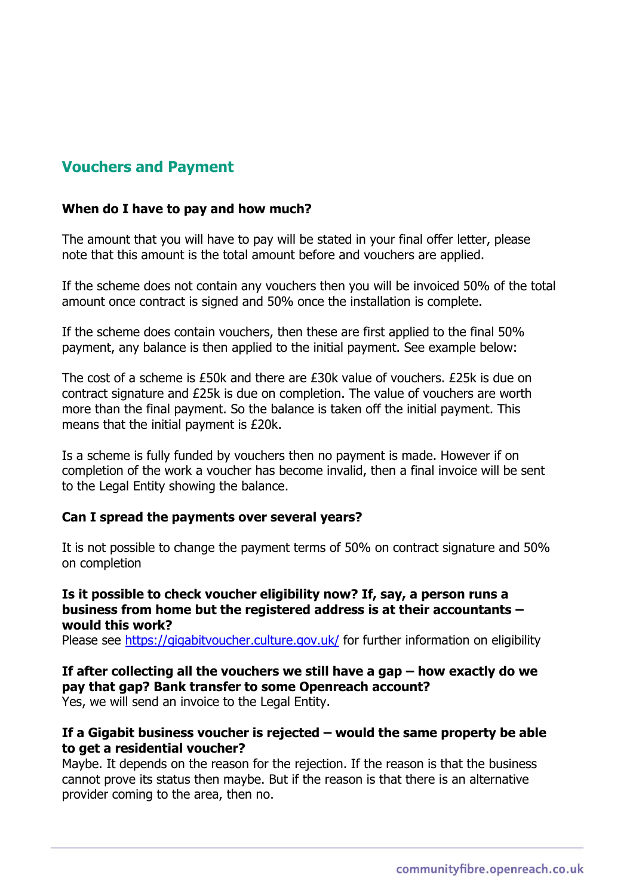## Vouchers and Payment

**When do I have to pay and how much?**

The amount that you will have to pay will be stated in your final offer letter, please note that this amount is the total amount before and vouchers are applied.

If the scheme does not contain any vouchers then you will be invoiced 50% of the total amount once contract is signed and 50% once the installation is complete.

If the scheme does contain vouchers, then these are first applied to the final 50% payment, any balance is then applied to the initial payment. See example below:

The cost of a scheme is £50k and there are £30k value of vouchers. £25k is due on contract signature and £25k is due on completion. The value of vouchers are worth more than the final payment. So the balance is taken off the initial payment. This means that the initial payment is £20k.

Is a scheme is fully funded by vouchers then no payment is made. However if on completion of the work a voucher has become invalid, then a final invoice will be sent to the Legal Entity showing the balance.

**Can I spread the payments over several years?**

It is not possible to change the payment terms of 50% on contract signature and 50% on completion

**Is it possible to check voucher eligibility now? If, say, a person runs a business from home but the registered address is at their accountants – would this work?**
Please see [https://gigabitvoucher.culture.gov.uk/](https://gigabitvoucher.culture.gov.uk/) for further information on eligibility

**If after collecting all the vouchers we still have a gap – how exactly do we pay that gap? Bank transfer to some Openreach account?**
Yes, we will send an invoice to the Legal Entity.

**If a Gigabit business voucher is rejected – would the same property be able to get a residential voucher?**
Maybe. It depends on the reason for the rejection. If the reason is that the business cannot prove its status then maybe. But if the reason is that there is an alternative provider coming to the area, then no.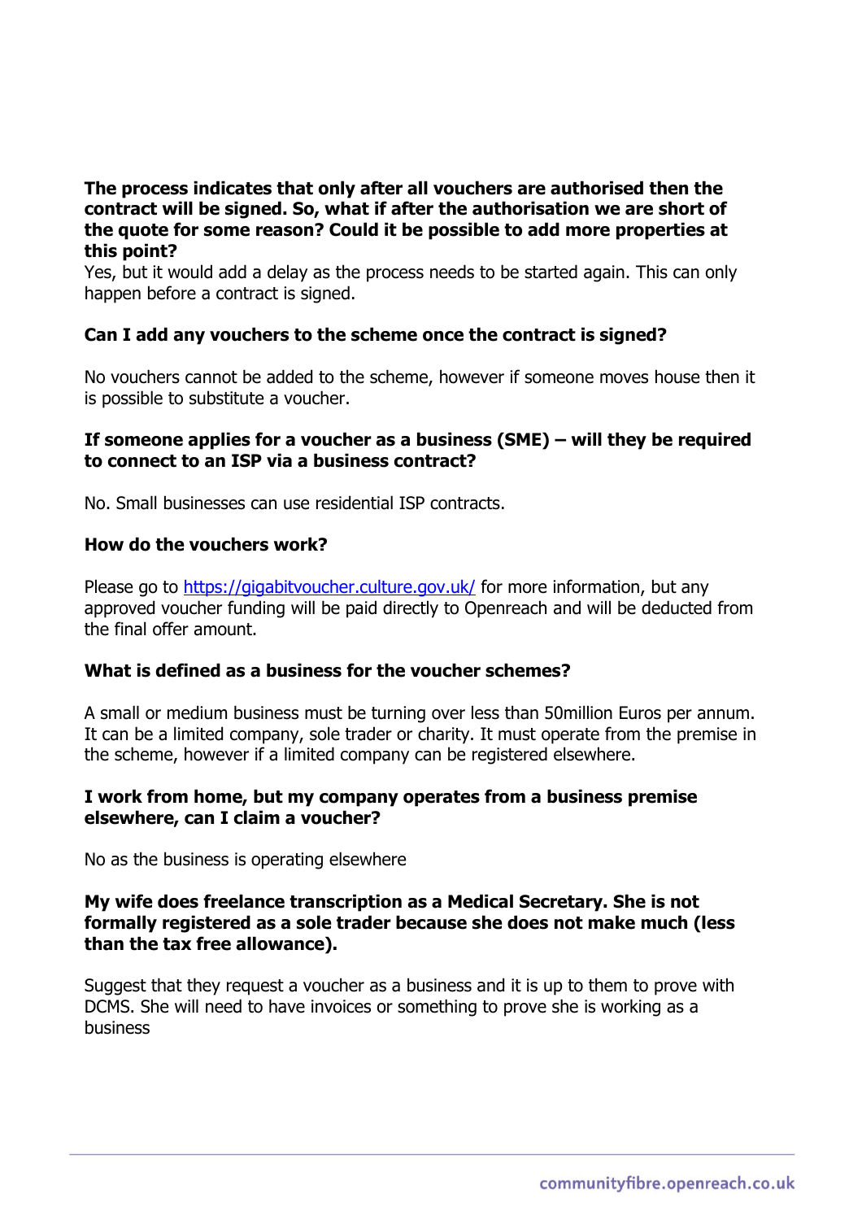**The process indicates that only after all vouchers are authorised then the contract will be signed. So, what if after the authorisation we are short of the quote for some reason? Could it be possible to add more properties at this point?**

Yes, but it would add a delay as the process needs to be started again. This can only happen before a contract is signed.

**Can I add any vouchers to the scheme once the contract is signed?**

No vouchers cannot be added to the scheme, however if someone moves house then it is possible to substitute a voucher.

**If someone applies for a voucher as a business (SME) – will they be required to connect to an ISP via a business contract?**

No. Small businesses can use residential ISP contracts.

**How do the vouchers work?**

Please go to [https://gigabitvoucher.culture.gov.uk/](https://gigabitvoucher.culture.gov.uk/) for more information, but any approved voucher funding will be paid directly to Openreach and will be deducted from the final offer amount.

**What is defined as a business for the voucher schemes?**

A small or medium business must be turning over less than 50million Euros per annum. It can be a limited company, sole trader or charity. It must operate from the premise in the scheme, however if a limited company can be registered elsewhere.

**I work from home, but my company operates from a business premise elsewhere, can I claim a voucher?**

No as the business is operating elsewhere

**My wife does freelance transcription as a Medical Secretary. She is not formally registered as a sole trader because she does not make much (less than the tax free allowance).**

Suggest that they request a voucher as a business and it is up to them to prove with DCMS. She will need to have invoices or something to prove she is working as a business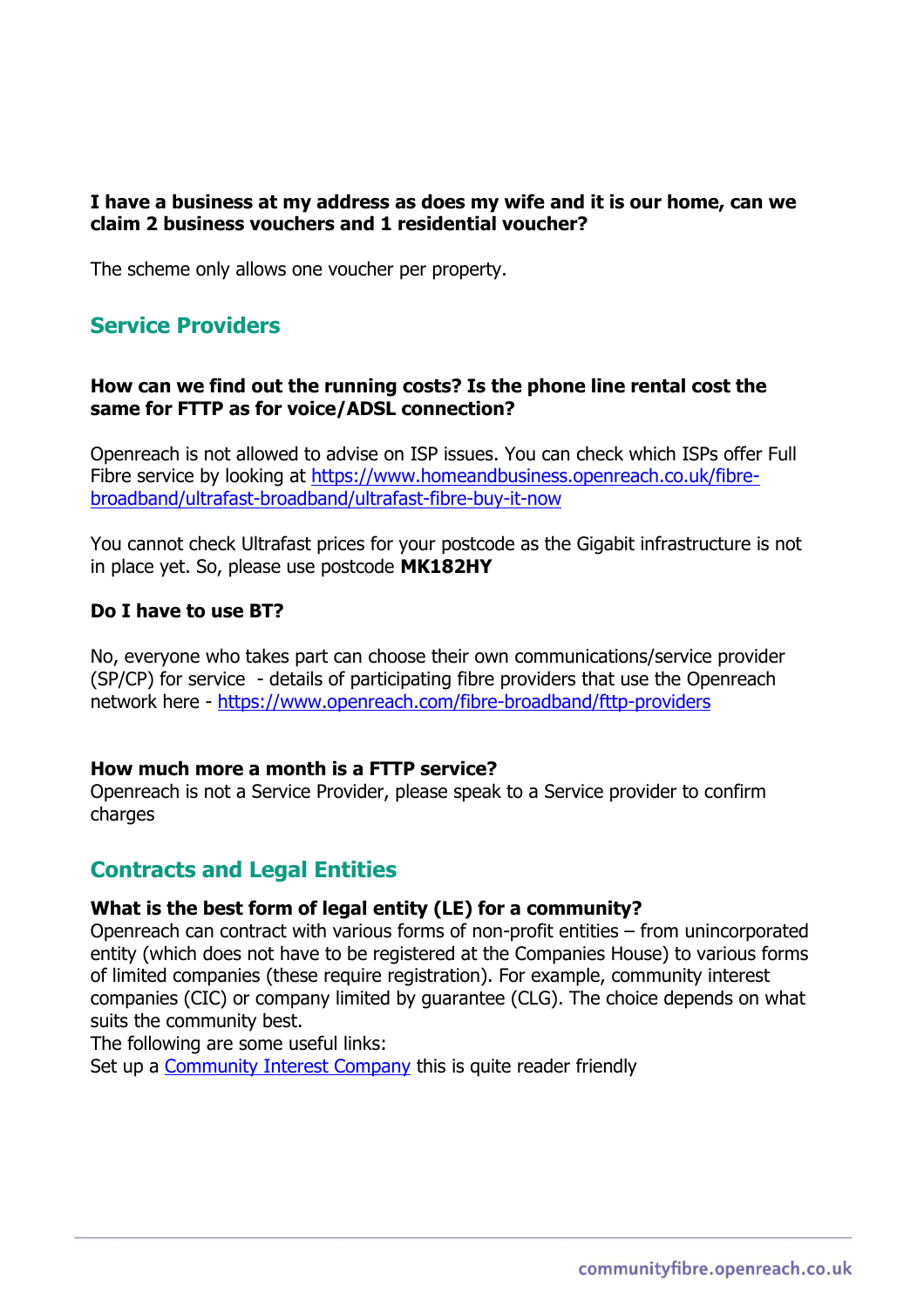**I have a business at my address as does my wife and it is our home, can we claim 2 business vouchers and 1 residential voucher?**

The scheme only allows one voucher per property.

## Service Providers

**How can we find out the running costs? Is the phone line rental cost the same for FTTP as for voice/ADSL connection?**

Openreach is not allowed to advise on ISP issues. You can check which ISPs offer Full Fibre service by looking at [https://www.homeandbusiness.openreach.co.uk/fibre-broadband/ultrafast-broadband/ultrafast-fibre-buy-it-now](https://www.homeandbusiness.openreach.co.uk/fibre-broadband/ultrafast-broadband/ultrafast-fibre-buy-it-now)

You cannot check Ultrafast prices for your postcode as the Gigabit infrastructure is not in place yet. So, please use postcode **MK182HY**

**Do I have to use BT?**

No, everyone who takes part can choose their own communications/service provider (SP/CP) for service - details of participating fibre providers that use the Openreach network here - [https://www.openreach.com/fibre-broadband/fttp-providers](https://www.openreach.com/fibre-broadband/fttp-providers)

**How much more a month is a FTTP service?**
Openreach is not a Service Provider, please speak to a Service provider to confirm charges

## Contracts and Legal Entities

**What is the best form of legal entity (LE) for a community?**
Openreach can contract with various forms of non-profit entities – from unincorporated entity (which does not have to be registered at the Companies House) to various forms of limited companies (these require registration). For example, community interest companies (CIC) or company limited by guarantee (CLG). The choice depends on what suits the community best.
The following are some useful links:
Set up a Community Interest Company this is quite reader friendly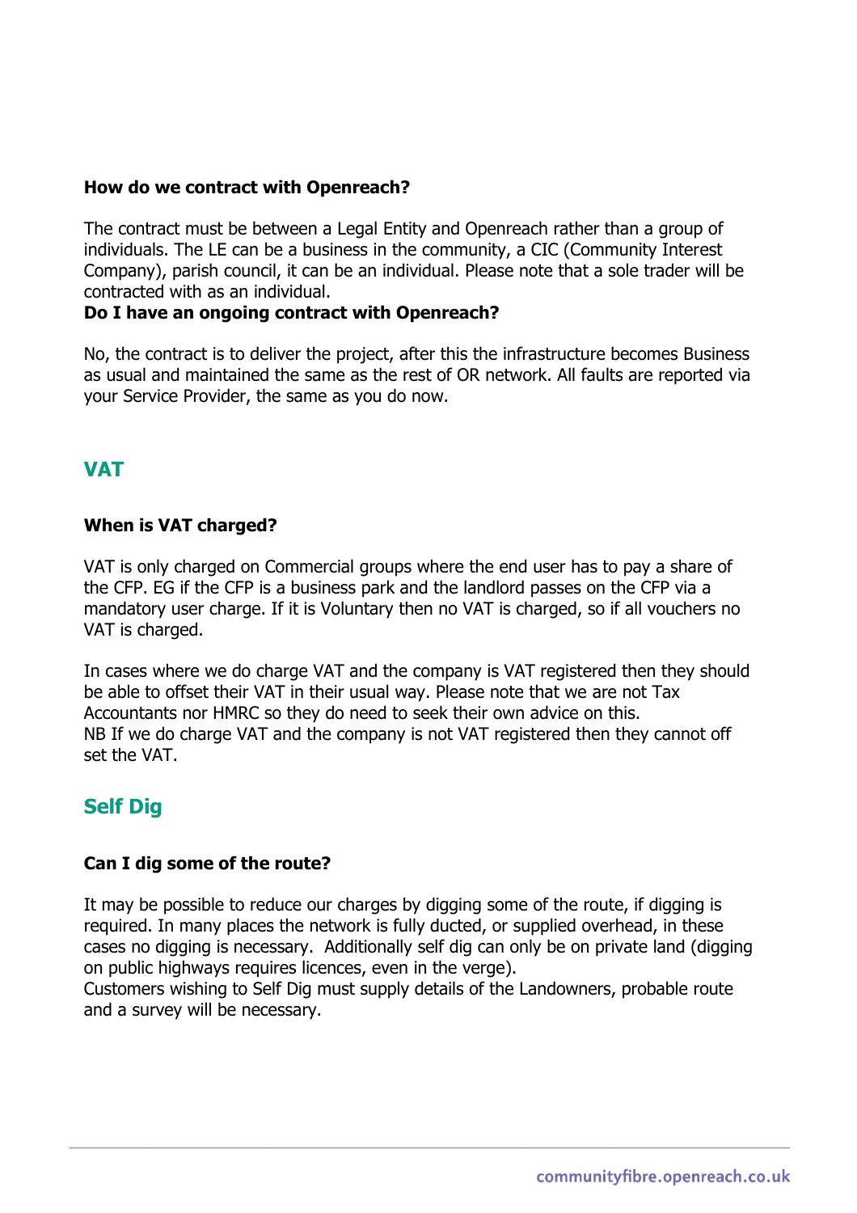**How do we contract with Openreach?**

The contract must be between a Legal Entity and Openreach rather than a group of individuals. The LE can be a business in the community, a CIC (Community Interest Company), parish council, it can be an individual. Please note that a sole trader will be contracted with as an individual.

**Do I have an ongoing contract with Openreach?**

No, the contract is to deliver the project, after this the infrastructure becomes Business as usual and maintained the same as the rest of OR network. All faults are reported via your Service Provider, the same as you do now.

## VAT

**When is VAT charged?**

VAT is only charged on Commercial groups where the end user has to pay a share of the CFP. EG if the CFP is a business park and the landlord passes on the CFP via a mandatory user charge. If it is Voluntary then no VAT is charged, so if all vouchers no VAT is charged.

In cases where we do charge VAT and the company is VAT registered then they should be able to offset their VAT in their usual way. Please note that we are not Tax Accountants nor HMRC so they do need to seek their own advice on this.
NB If we do charge VAT and the company is not VAT registered then they cannot off set the VAT.

## Self Dig

**Can I dig some of the route?**

It may be possible to reduce our charges by digging some of the route, if digging is required. In many places the network is fully ducted, or supplied overhead, in these cases no digging is necessary. Additionally self dig can only be on private land (digging on public highways requires licences, even in the verge).
Customers wishing to Self Dig must supply details of the Landowners, probable route and a survey will be necessary.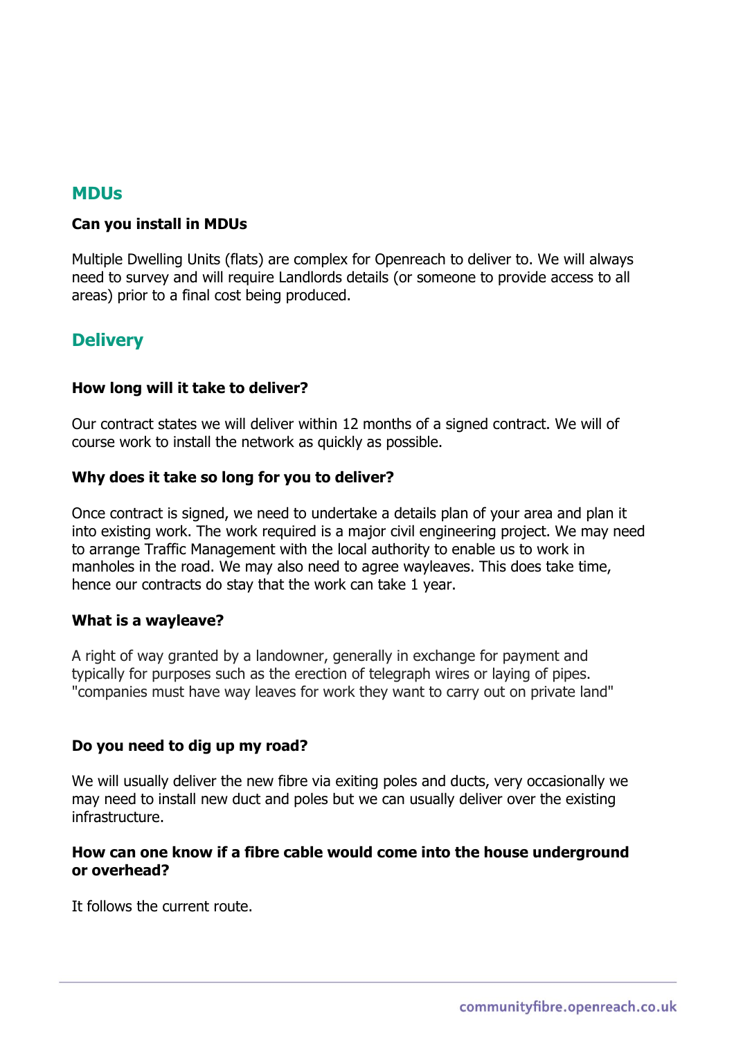## MDUs

**Can you install in MDUs**

Multiple Dwelling Units (flats) are complex for Openreach to deliver to. We will always need to survey and will require Landlords details (or someone to provide access to all areas) prior to a final cost being produced.

## Delivery

**How long will it take to deliver?**

Our contract states we will deliver within 12 months of a signed contract. We will of course work to install the network as quickly as possible.

**Why does it take so long for you to deliver?**

Once contract is signed, we need to undertake a details plan of your area and plan it into existing work. The work required is a major civil engineering project. We may need to arrange Traffic Management with the local authority to enable us to work in manholes in the road. We may also need to agree wayleaves. This does take time, hence our contracts do stay that the work can take 1 year.

**What is a wayleave?**

A right of way granted by a landowner, generally in exchange for payment and typically for purposes such as the erection of telegraph wires or laying of pipes. "companies must have way leaves for work they want to carry out on private land"

**Do you need to dig up my road?**

We will usually deliver the new fibre via exiting poles and ducts, very occasionally we may need to install new duct and poles but we can usually deliver over the existing infrastructure.

**How can one know if a fibre cable would come into the house underground or overhead?**

It follows the current route.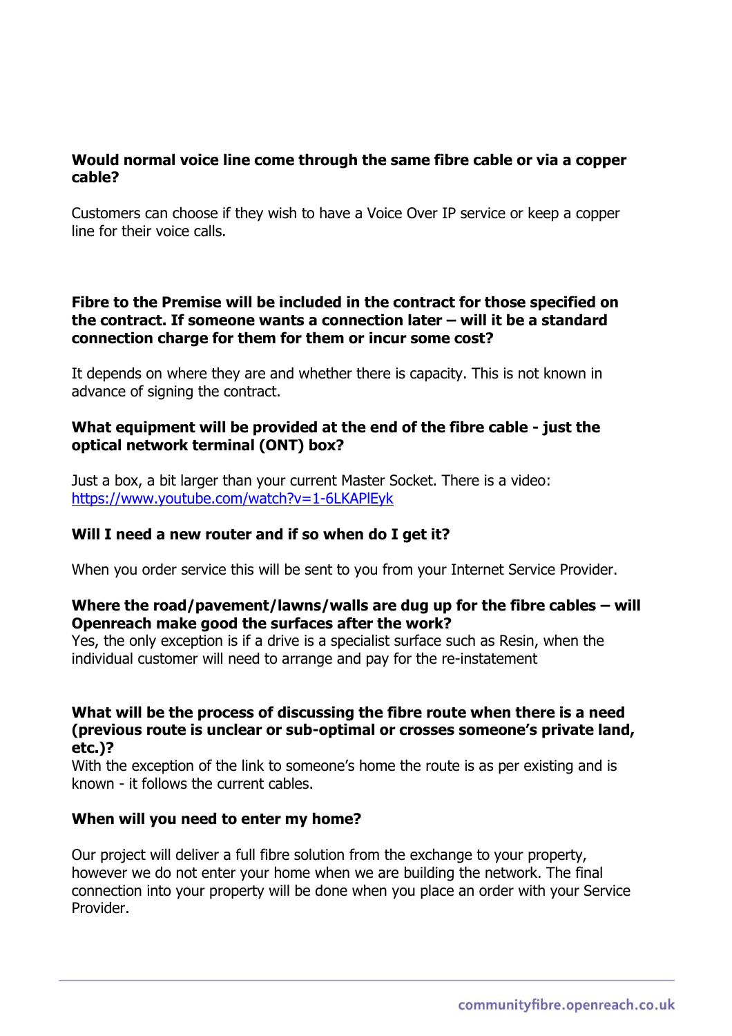**Would normal voice line come through the same fibre cable or via a copper cable?**

Customers can choose if they wish to have a Voice Over IP service or keep a copper line for their voice calls.

**Fibre to the Premise will be included in the contract for those specified on the contract. If someone wants a connection later – will it be a standard connection charge for them for them or incur some cost?**

It depends on where they are and whether there is capacity. This is not known in advance of signing the contract.

**What equipment will be provided at the end of the fibre cable - just the optical network terminal (ONT) box?**

Just a box, a bit larger than your current Master Socket. There is a video: https://www.youtube.com/watch?v=1-6LKAPlEyk

**Will I need a new router and if so when do I get it?**

When you order service this will be sent to you from your Internet Service Provider.

**Where the road/pavement/lawns/walls are dug up for the fibre cables – will Openreach make good the surfaces after the work?**
Yes, the only exception is if a drive is a specialist surface such as Resin, when the individual customer will need to arrange and pay for the re-instatement

**What will be the process of discussing the fibre route when there is a need (previous route is unclear or sub-optimal or crosses someone's private land, etc.)?**
With the exception of the link to someone's home the route is as per existing and is known - it follows the current cables.

**When will you need to enter my home?**

Our project will deliver a full fibre solution from the exchange to your property, however we do not enter your home when we are building the network. The final connection into your property will be done when you place an order with your Service Provider.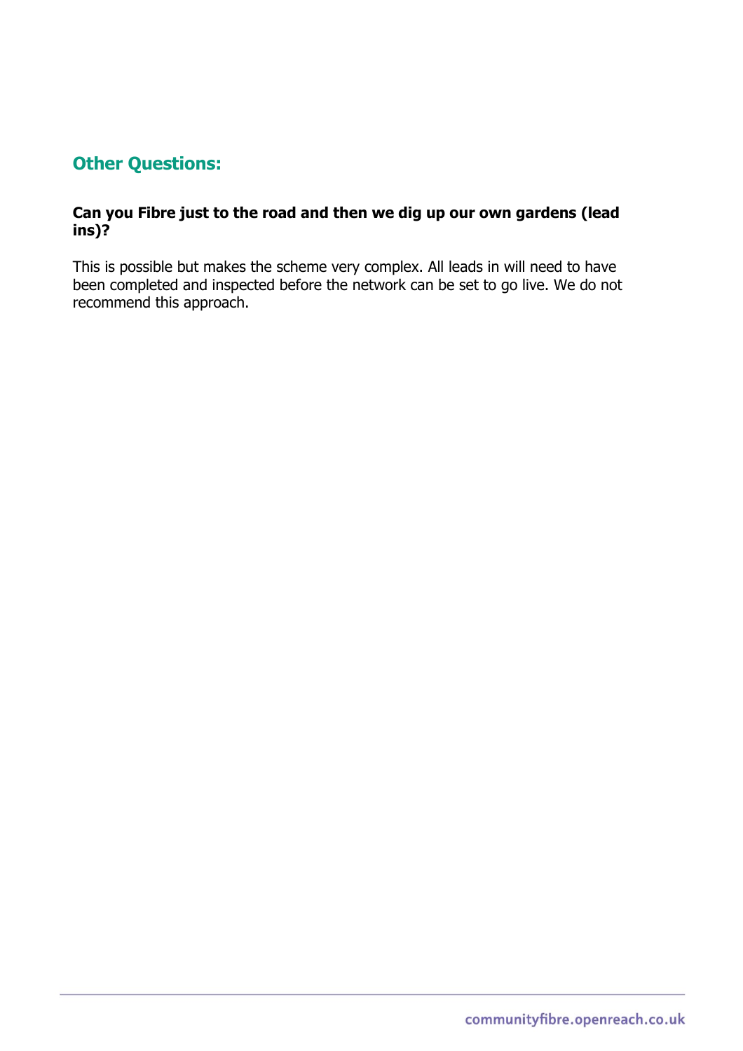## Other Questions:

**Can you Fibre just to the road and then we dig up our own gardens (lead ins)?**

This is possible but makes the scheme very complex. All leads in will need to have been completed and inspected before the network can be set to go live. We do not recommend this approach.